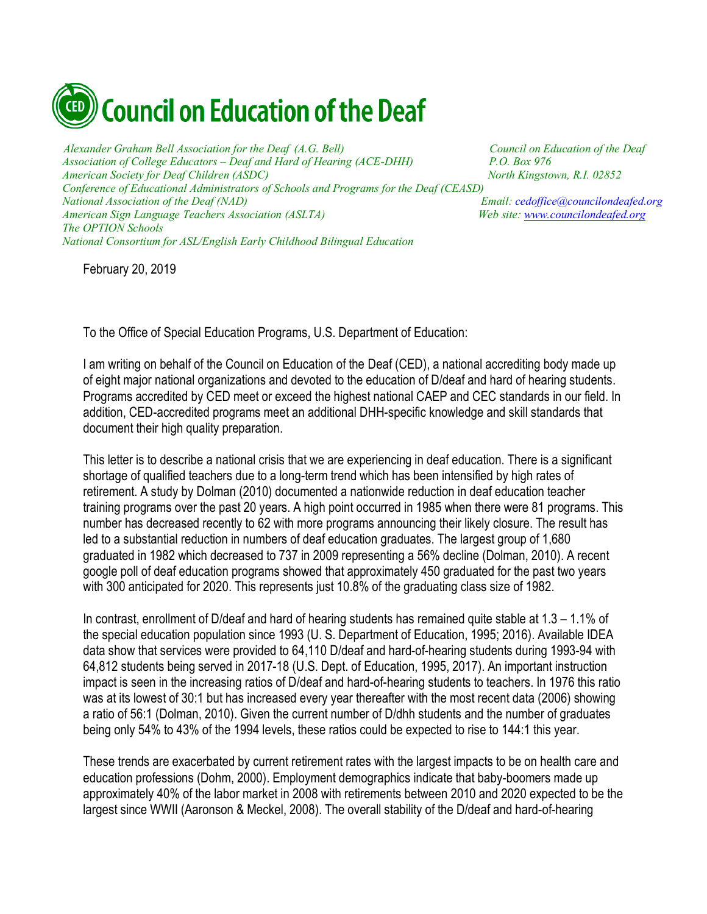# Council on Education of the Deaf

*Alexander Graham Bell Association for the Deaf (A.G. Bell)*
*Association of College Educators – Deaf and Hard of Hearing (ACE-DHH)*
*American Society for Deaf Children (ASDC)*
*Conference of Educational Administrators of Schools and Programs for the Deaf (CEASD)*
*National Association of the Deaf (NAD)*
*American Sign Language Teachers Association (ASLTA)*
*The OPTION Schools*
*National Consortium for ASL/English Early Childhood Bilingual Education*

*Council on Education of the Deaf*
*P.O. Box 976*
*North Kingstown, R.I. 02852*

*Email: cedoffice@councilondeafed.org*
*Web site: www.councilondeafed.org*

February 20, 2019

To the Office of Special Education Programs, U.S. Department of Education:

I am writing on behalf of the Council on Education of the Deaf (CED), a national accrediting body made up of eight major national organizations and devoted to the education of D/deaf and hard of hearing students. Programs accredited by CED meet or exceed the highest national CAEP and CEC standards in our field. In addition, CED-accredited programs meet an additional DHH-specific knowledge and skill standards that document their high quality preparation.

This letter is to describe a national crisis that we are experiencing in deaf education. There is a significant shortage of qualified teachers due to a long-term trend which has been intensified by high rates of retirement. A study by Dolman (2010) documented a nationwide reduction in deaf education teacher training programs over the past 20 years. A high point occurred in 1985 when there were 81 programs. This number has decreased recently to 62 with more programs announcing their likely closure. The result has led to a substantial reduction in numbers of deaf education graduates. The largest group of 1,680 graduated in 1982 which decreased to 737 in 2009 representing a 56% decline (Dolman, 2010). A recent google poll of deaf education programs showed that approximately 450 graduated for the past two years with 300 anticipated for 2020. This represents just 10.8% of the graduating class size of 1982.

In contrast, enrollment of D/deaf and hard of hearing students has remained quite stable at 1.3 – 1.1% of the special education population since 1993 (U. S. Department of Education, 1995; 2016). Available IDEA data show that services were provided to 64,110 D/deaf and hard-of-hearing students during 1993-94 with 64,812 students being served in 2017-18 (U.S. Dept. of Education, 1995, 2017). An important instruction impact is seen in the increasing ratios of D/deaf and hard-of-hearing students to teachers. In 1976 this ratio was at its lowest of 30:1 but has increased every year thereafter with the most recent data (2006) showing a ratio of 56:1 (Dolman, 2010). Given the current number of D/dhh students and the number of graduates being only 54% to 43% of the 1994 levels, these ratios could be expected to rise to 144:1 this year.

These trends are exacerbated by current retirement rates with the largest impacts to be on health care and education professions (Dohm, 2000). Employment demographics indicate that baby-boomers made up approximately 40% of the labor market in 2008 with retirements between 2010 and 2020 expected to be the largest since WWII (Aaronson & Meckel, 2008). The overall stability of the D/deaf and hard-of-hearing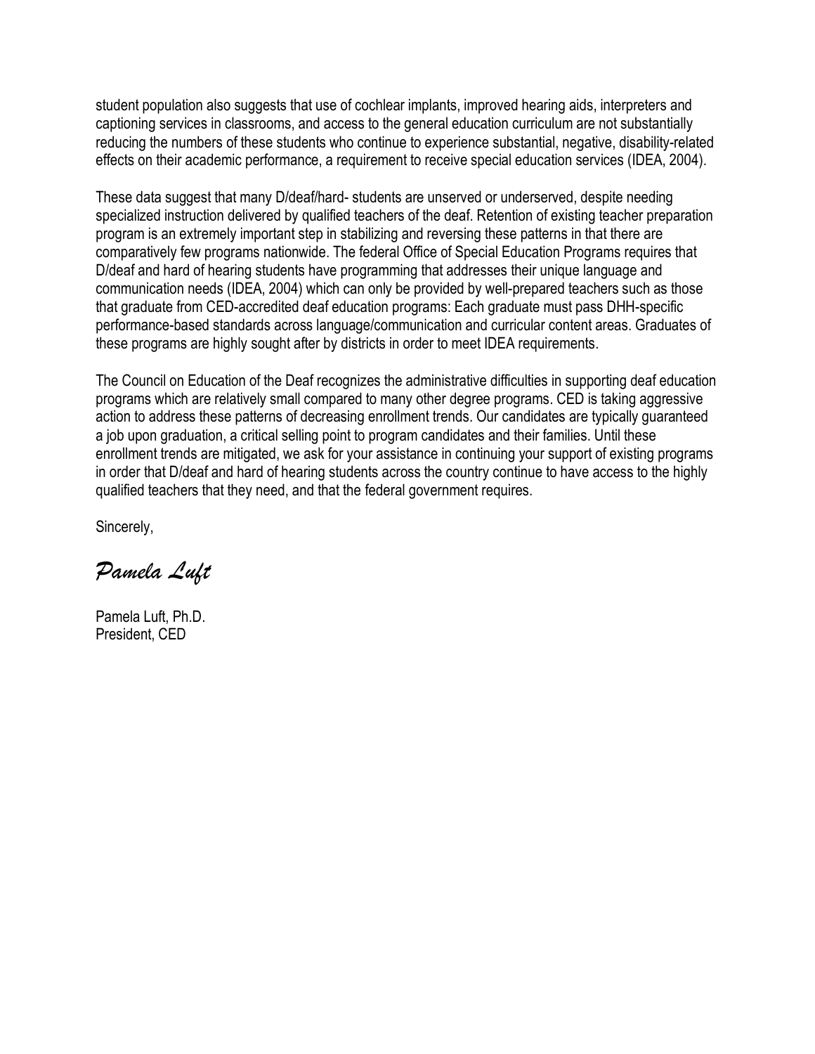student population also suggests that use of cochlear implants, improved hearing aids, interpreters and captioning services in classrooms, and access to the general education curriculum are not substantially reducing the numbers of these students who continue to experience substantial, negative, disability-related effects on their academic performance, a requirement to receive special education services (IDEA, 2004).

These data suggest that many D/deaf/hard- students are unserved or underserved, despite needing specialized instruction delivered by qualified teachers of the deaf. Retention of existing teacher preparation program is an extremely important step in stabilizing and reversing these patterns in that there are comparatively few programs nationwide. The federal Office of Special Education Programs requires that D/deaf and hard of hearing students have programming that addresses their unique language and communication needs (IDEA, 2004) which can only be provided by well-prepared teachers such as those that graduate from CED-accredited deaf education programs: Each graduate must pass DHH-specific performance-based standards across language/communication and curricular content areas. Graduates of these programs are highly sought after by districts in order to meet IDEA requirements.

The Council on Education of the Deaf recognizes the administrative difficulties in supporting deaf education programs which are relatively small compared to many other degree programs. CED is taking aggressive action to address these patterns of decreasing enrollment trends. Our candidates are typically guaranteed a job upon graduation, a critical selling point to program candidates and their families. Until these enrollment trends are mitigated, we ask for your assistance in continuing your support of existing programs in order that D/deaf and hard of hearing students across the country continue to have access to the highly qualified teachers that they need, and that the federal government requires.

Sincerely,

*Pamela Luft*

Pamela Luft, Ph.D.
President, CED